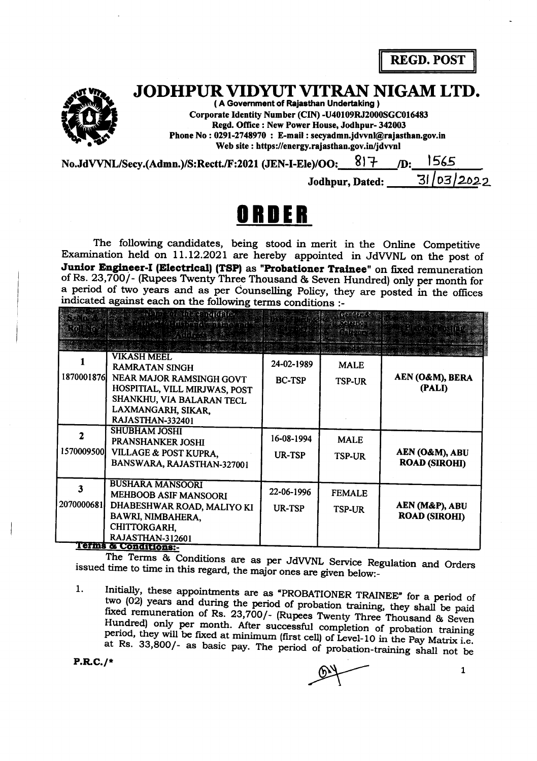**REGD. POST**

# JODHPUR VIDYUT VITRAN NIGAM LTD.

( A Government of Rajasthan Undertaking )

Corporate Identity Number (CIN) -U40109RJ2000SGC016483

Regd. Office : New Power House, Jodhpur- 342003

Phone No : 0291-2748970 : E-mail : secyadmn.jdvvnl@rajasthan.gov.in

Web site : https://energy.rajasthan.gov.in/jdvvnl

No.JdVVNL/Secy.(Admn.)/S:Rectt./F:2021 (JEN-I-Ele)/OO: 817 /D: 1565

Jodhpur, Dated: 31/03/2022

# ORDER

The following candidates, being stood in merit in the Online Competitive Examination held on 11.12.2021 are hereby appointed in JdVVNL on the post of **Junior Engineer-I (Electrical) (TSP)** as **"Probationer Trainee"** on fixed remuneration of Rs. 23,700/- (Rupees Twenty Three Thousand & Seven Hundred) only per month for a period of two years and as per Counselling Policy, they are posted in the offices indicated against each on the following terms conditions :-

| S. No. & Roll No. | Name of the Candidate, Father's/Husband's name and Address | Date of Birth & Category | Gender & Selection Category | Place of Posting |
|---|---|---|---|---|
| 1<br>1870001876 | VIKASH MEEL<br>RAMRATAN SINGH<br>NEAR MAJOR RAMSINGH GOVT HOSPITIAL, VILL MIRJWAS, POST SHANKHU, VIA BALARAN TECL LAXMANGARH, SIKAR, RAJASTHAN-332401 | 24-02-1989<br>BC-TSP | MALE<br>TSP-UR | AEN (O&M), BERA (PALI) |
| 2<br>1570009500 | SHUBHAM JOSHI<br>PRANSHANKER JOSHI<br>VILLAGE & POST KUPRA, BANSWARA, RAJASTHAN-327001 | 16-08-1994<br>UR-TSP | MALE<br>TSP-UR | AEN (O&M), ABU ROAD (SIROHI) |
| 3<br>2070000681 | BUSHARA MANSOORI<br>MEHBOOB ASIF MANSOORI<br>DHABESHWAR ROAD, MALIYO KI BAWRI, NIMBAHERA, CHITTORGARH, RAJASTHAN-312601 | 22-06-1996<br>UR-TSP | FEMALE<br>TSP-UR | AEN (M&P), ABU ROAD (SIROHI) |

**Terms & Conditions:-**

The Terms & Conditions are as per JdVVNL Service Regulation and Orders issued time to time in this regard, the major ones are given below:-

1. Initially, these appointments are as "PROBATIONER TRAINEE" for a period of two (02) years and during the period of probation training, they shall be paid fixed remuneration of Rs. 23,700/- (Rupees Twenty Three Thousand & Seven Hundred) only per month. After successful completion of probation training period, they will be fixed at minimum (first cell) of Level-10 in the Pay Matrix i.e. at Rs. 33,800/- as basic pay. The period of probation-training shall not be

P.R.C./*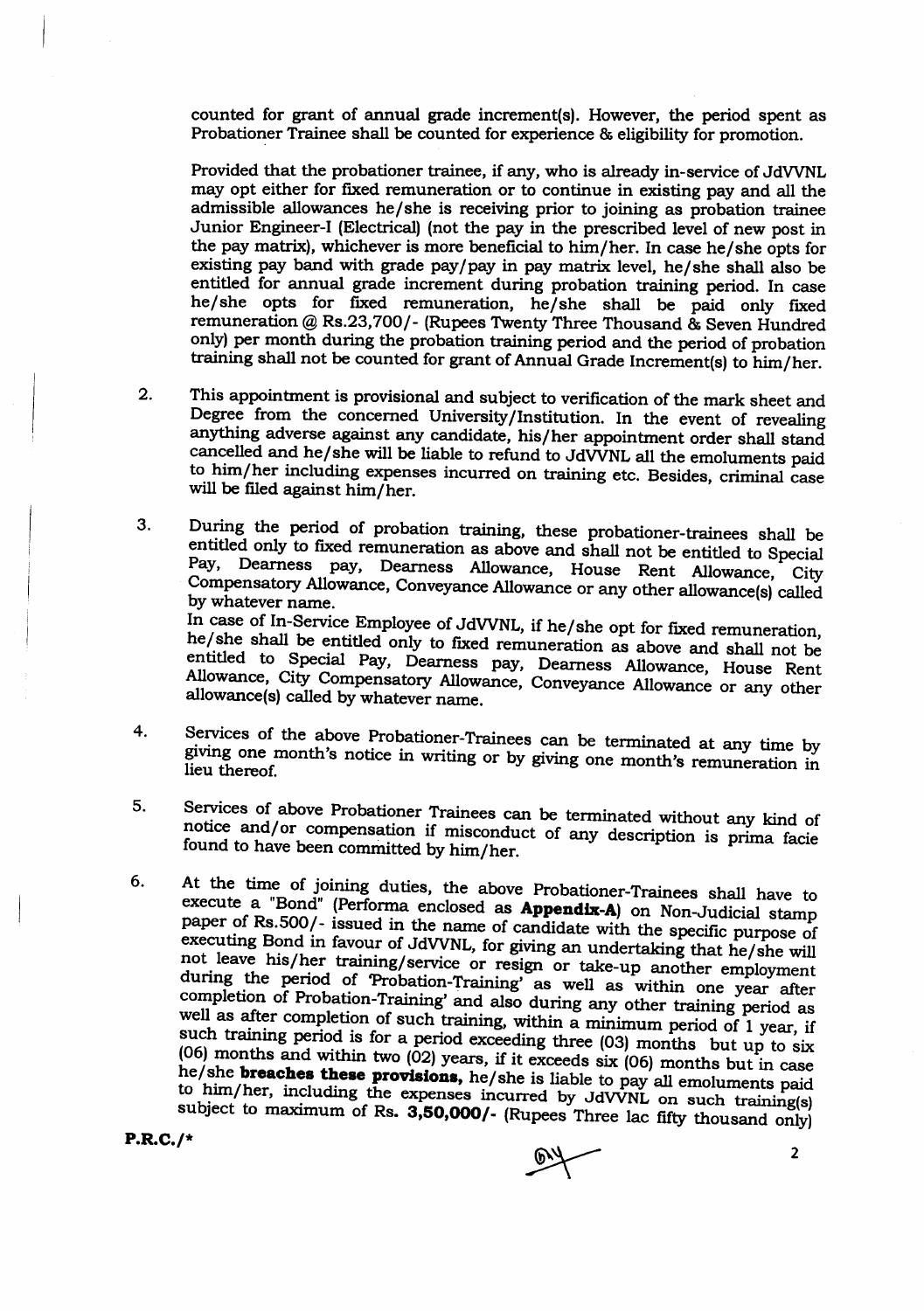counted for grant of annual grade increment(s). However, the period spent as Probationer Trainee shall be counted for experience & eligibility for promotion.

Provided that the probationer trainee, if any, who is already in-service of JdVVNL may opt either for fixed remuneration or to continue in existing pay and all the admissible allowances he/she is receiving prior to joining as probation trainee Junior Engineer-I (Electrical) (not the pay in the prescribed level of new post in the pay matrix), whichever is more beneficial to him/her. In case he/she opts for existing pay band with grade pay/pay in pay matrix level, he/she shall also be entitled for annual grade increment during probation training period. In case he/she opts for fixed remuneration, he/she shall be paid only fixed remuneration @ Rs.23,700/- (Rupees Twenty Three Thousand & Seven Hundred only) per month during the probation training period and the period of probation training shall not be counted for grant of Annual Grade Increment(s) to him/her.

2. This appointment is provisional and subject to verification of the mark sheet and Degree from the concerned University/Institution. In the event of revealing anything adverse against any candidate, his/her appointment order shall stand cancelled and he/she will be liable to refund to JdVVNL all the emoluments paid to him/her including expenses incurred on training etc. Besides, criminal case will be filed against him/her.

3. During the period of probation training, these probationer-trainees shall be entitled only to fixed remuneration as above and shall not be entitled to Special Pay, Dearness pay, Dearness Allowance, House Rent Allowance, City Compensatory Allowance, Conveyance Allowance or any other allowance(s) called by whatever name.
In case of In-Service Employee of JdVVNL, if he/she opt for fixed remuneration, he/she shall be entitled only to fixed remuneration as above and shall not be entitled to Special Pay, Dearness pay, Dearness Allowance, House Rent Allowance, City Compensatory Allowance, Conveyance Allowance or any other allowance(s) called by whatever name.

4. Services of the above Probationer-Trainees can be terminated at any time by giving one month's notice in writing or by giving one month's remuneration in lieu thereof.

5. Services of above Probationer Trainees can be terminated without any kind of notice and/or compensation if misconduct of any description is prima facie found to have been committed by him/her.

6. At the time of joining duties, the above Probationer-Trainees shall have to execute a "Bond" (Performa enclosed as **Appendix-A**) on Non-Judicial stamp paper of Rs.500/- issued in the name of candidate with the specific purpose of executing Bond in favour of JdVVNL, for giving an undertaking that he/she will not leave his/her training/service or resign or take-up another employment during the period of 'Probation-Training' as well as within one year after completion of Probation-Training' and also during any other training period as well as after completion of such training, within a minimum period of 1 year, if such training period is for a period exceeding three (03) months but up to six (06) months and within two (02) years, if it exceeds six (06) months but in case he/she **breaches these provisions**, he/she is liable to pay all emoluments paid to him/her, including the expenses incurred by JdVVNL on such training(s) subject to maximum of Rs. **3,50,000/-** (Rupees Three lac fifty thousand only)

P.R.C./*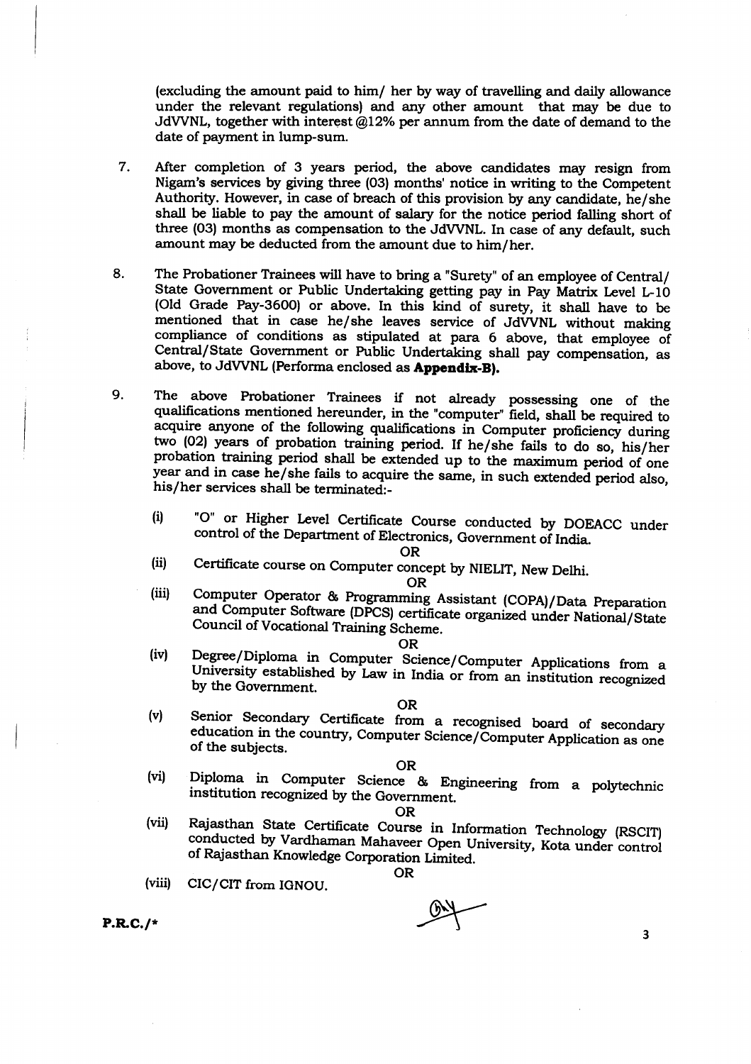(excluding the amount paid to him/ her by way of travelling and daily allowance under the relevant regulations) and any other amount that may be due to JdVVNL, together with interest @12% per annum from the date of demand to the date of payment in lump-sum.

7. After completion of 3 years period, the above candidates may resign from Nigam's services by giving three (03) months' notice in writing to the Competent Authority. However, in case of breach of this provision by any candidate, he/she shall be liable to pay the amount of salary for the notice period falling short of three (03) months as compensation to the JdVVNL. In case of any default, such amount may be deducted from the amount due to him/her.

8. The Probationer Trainees will have to bring a "Surety" of an employee of Central/ State Government or Public Undertaking getting pay in Pay Matrix Level L-10 (Old Grade Pay-3600) or above. In this kind of surety, it shall have to be mentioned that in case he/she leaves service of JdVVNL without making compliance of conditions as stipulated at para 6 above, that employee of Central/State Government or Public Undertaking shall pay compensation, as above, to JdVVNL (Performa enclosed as **Appendix-B**).

9. The above Probationer Trainees if not already possessing one of the qualifications mentioned hereunder, in the "computer" field, shall be required to acquire anyone of the following qualifications in Computer proficiency during two (02) years of probation training period. If he/she fails to do so, his/her probation training period shall be extended up to the maximum period of one year and in case he/she fails to acquire the same, in such extended period also, his/her services shall be terminated:-

   (i) "O" or Higher Level Certificate Course conducted by DOEACC under control of the Department of Electronics, Government of India.

   OR

   (ii) Certificate course on Computer concept by NIELIT, New Delhi.

   OR

   (iii) Computer Operator & Programming Assistant (COPA)/Data Preparation and Computer Software (DPCS) certificate organized under National/State Council of Vocational Training Scheme.

   OR

   (iv) Degree/Diploma in Computer Science/Computer Applications from a University established by Law in India or from an institution recognized by the Government.

   OR

   (v) Senior Secondary Certificate from a recognised board of secondary education in the country, Computer Science/Computer Application as one of the subjects.

   OR

   (vi) Diploma in Computer Science & Engineering from a polytechnic institution recognized by the Government.

   OR

   (vii) Rajasthan State Certificate Course in Information Technology (RSCIT) conducted by Vardhaman Mahaveer Open University, Kota under control of Rajasthan Knowledge Corporation Limited.

   OR

   (viii) CIC/CIT from IGNOU.

P.R.C./*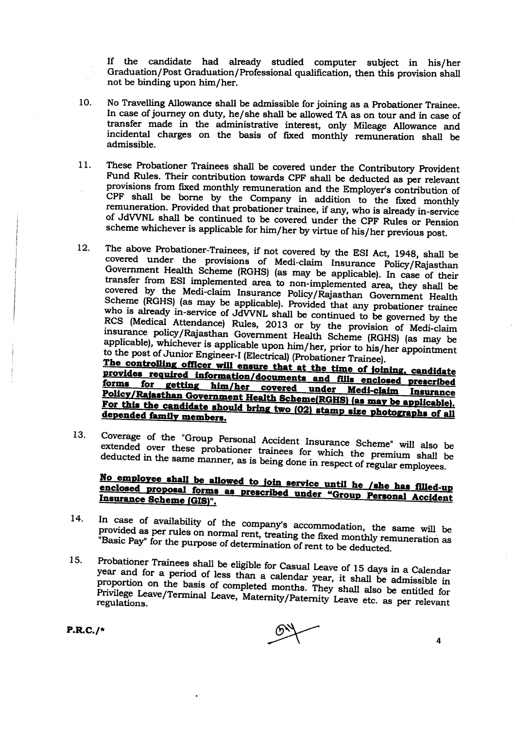If the candidate had already studied computer subject in his/her Graduation/Post Graduation/Professional qualification, then this provision shall not be binding upon him/her.

10. No Travelling Allowance shall be admissible for joining as a Probationer Trainee. In case of journey on duty, he/she shall be allowed TA as on tour and in case of transfer made in the administrative interest, only Mileage Allowance and incidental charges on the basis of fixed monthly remuneration shall be admissible.

11. These Probationer Trainees shall be covered under the Contributory Provident Fund Rules. Their contribution towards CPF shall be deducted as per relevant provisions from fixed monthly remuneration and the Employer's contribution of CPF shall be borne by the Company in addition to the fixed monthly remuneration. Provided that probationer trainee, if any, who is already in-service of JdVVNL shall be continued to be covered under the CPF Rules or Pension scheme whichever is applicable for him/her by virtue of his/her previous post.

12. The above Probationer-Trainees, if not covered by the ESI Act, 1948, shall be covered under the provisions of Medi-claim Insurance Policy/Rajasthan Government Health Scheme (RGHS) (as may be applicable). In case of their transfer from ESI implemented area to non-implemented area, they shall be covered by the Medi-claim Insurance Policy/Rajasthan Government Health Scheme (RGHS) (as may be applicable). Provided that any probationer trainee who is already in-service of JdVVNL shall be continued to be governed by the RCS (Medical Attendance) Rules, 2013 or by the provision of Medi-claim insurance policy/Rajasthan Government Health Scheme (RGHS) (as may be applicable), whichever is applicable upon him/her, prior to his/her appointment to the post of Junior Engineer-I (Electrical) (Probationer Trainee).
**The controlling officer will ensure that at the time of joining, candidate provides required information/documents and fills enclosed prescribed forms for getting him/her covered under Medi-claim Insurance Policy/Rajasthan Government Health Scheme(RGHS) (as may be applicable). For this the candidate should bring two (02) stamp size photographs of all depended family members.**

13. Coverage of the "Group Personal Accident Insurance Scheme" will also be extended over these probationer trainees for which the premium shall be deducted in the same manner, as is being done in respect of regular employees.

    **No employee shall be allowed to join service until he /she has filled-up enclosed proposal forms as prescribed under "Group Personal Accident Insurance Scheme (GIS)".**

14. In case of availability of the company's accommodation, the same will be provided as per rules on normal rent, treating the fixed monthly remuneration as "Basic Pay" for the purpose of determination of rent to be deducted.

15. Probationer Trainees shall be eligible for Casual Leave of 15 days in a Calendar year and for a period of less than a calendar year, it shall be admissible in proportion on the basis of completed months. They shall also be entitled for Privilege Leave/Terminal Leave, Maternity/Paternity Leave etc. as per relevant regulations.

P.R.C./*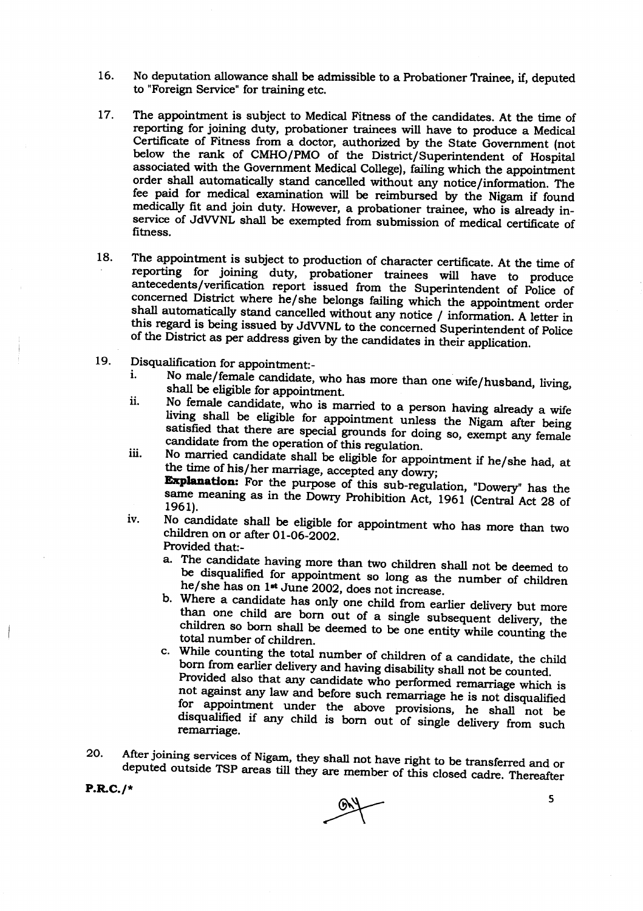16. No deputation allowance shall be admissible to a Probationer Trainee, if, deputed to "Foreign Service" for training etc.

17. The appointment is subject to Medical Fitness of the candidates. At the time of reporting for joining duty, probationer trainees will have to produce a Medical Certificate of Fitness from a doctor, authorized by the State Government (not below the rank of CMHO/PMO of the District/Superintendent of Hospital associated with the Government Medical College), failing which the appointment order shall automatically stand cancelled without any notice/information. The fee paid for medical examination will be reimbursed by the Nigam if found medically fit and join duty. However, a probationer trainee, who is already in-service of JdVVNL shall be exempted from submission of medical certificate of fitness.

18. The appointment is subject to production of character certificate. At the time of reporting for joining duty, probationer trainees will have to produce antecedents/verification report issued from the Superintendent of Police of concerned District where he/she belongs failing which the appointment order shall automatically stand cancelled without any notice / information. A letter in this regard is being issued by JdVVNL to the concerned Superintendent of Police of the District as per address given by the candidates in their application.

19. Disqualification for appointment:-
    i. No male/female candidate, who has more than one wife/husband, living, shall be eligible for appointment.
    ii. No female candidate, who is married to a person having already a wife living shall be eligible for appointment unless the Nigam after being satisfied that there are special grounds for doing so, exempt any female candidate from the operation of this regulation.
    iii. No married candidate shall be eligible for appointment if he/she had, at the time of his/her marriage, accepted any dowry;
    **Explanation:** For the purpose of this sub-regulation, "Dowery" has the same meaning as in the Dowry Prohibition Act, 1961 (Central Act 28 of 1961).
    iv. No candidate shall be eligible for appointment who has more than two children on or after 01-06-2002.
    Provided that:-
        a. The candidate having more than two children shall not be deemed to be disqualified for appointment so long as the number of children he/she has on 1st June 2002, does not increase.
        b. Where a candidate has only one child from earlier delivery but more than one child are born out of a single subsequent delivery, the children so born shall be deemed to be one entity while counting the total number of children.
        c. While counting the total number of children of a candidate, the child born from earlier delivery and having disability shall not be counted.
        Provided also that any candidate who performed remarriage which is not against any law and before such remarriage he is not disqualified for appointment under the above provisions, he shall not be disqualified if any child is born out of single delivery from such remarriage.

20. After joining services of Nigam, they shall not have right to be transferred and or deputed outside TSP areas till they are member of this closed cadre. Thereafter

P.R.C./*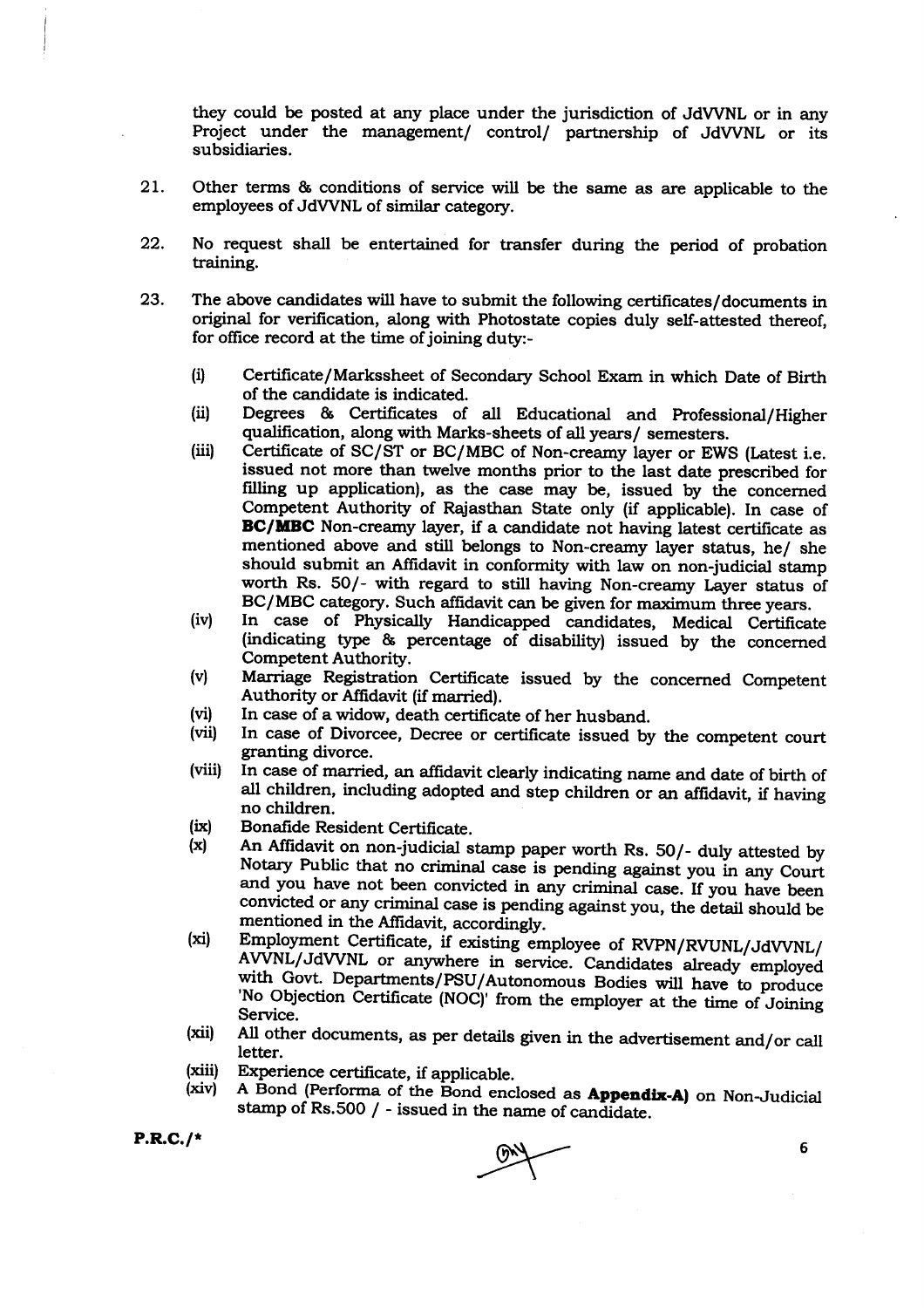they could be posted at any place under the jurisdiction of JdVVNL or in any Project under the management/ control/ partnership of JdVVNL or its subsidiaries.

21. Other terms & conditions of service will be the same as are applicable to the employees of JdVVNL of similar category.

22. No request shall be entertained for transfer during the period of probation training.

23. The above candidates will have to submit the following certificates/documents in original for verification, along with Photostate copies duly self-attested thereof, for office record at the time of joining duty:-

    (i) Certificate/Markssheet of Secondary School Exam in which Date of Birth of the candidate is indicated.
    
    (ii) Degrees & Certificates of all Educational and Professional/Higher qualification, along with Marks-sheets of all years/ semesters.
    
    (iii) Certificate of SC/ST or BC/MBC of Non-creamy layer or EWS (Latest i.e. issued not more than twelve months prior to the last date prescribed for filling up application), as the case may be, issued by the concerned Competent Authority of Rajasthan State only (if applicable). In case of **BC/MBC** Non-creamy layer, if a candidate not having latest certificate as mentioned above and still belongs to Non-creamy layer status, he/ she should submit an Affidavit in conformity with law on non-judicial stamp worth Rs. 50/- with regard to still having Non-creamy Layer status of BC/MBC category. Such affidavit can be given for maximum three years.
    
    (iv) In case of Physically Handicapped candidates, Medical Certificate (indicating type & percentage of disability) issued by the concerned Competent Authority.
    
    (v) Marriage Registration Certificate issued by the concerned Competent Authority or Affidavit (if married).
    
    (vi) In case of a widow, death certificate of her husband.
    
    (vii) In case of Divorcee, Decree or certificate issued by the competent court granting divorce.
    
    (viii) In case of married, an affidavit clearly indicating name and date of birth of all children, including adopted and step children or an affidavit, if having no children.
    
    (ix) Bonafide Resident Certificate.
    
    (x) An Affidavit on non-judicial stamp paper worth Rs. 50/- duly attested by Notary Public that no criminal case is pending against you in any Court and you have not been convicted in any criminal case. If you have been convicted or any criminal case is pending against you, the detail should be mentioned in the Affidavit, accordingly.
    
    (xi) Employment Certificate, if existing employee of RVPN/RVUNL/JdVVNL/ AVVNL/JdVVNL or anywhere in service. Candidates already employed with Govt. Departments/PSU/Autonomous Bodies will have to produce 'No Objection Certificate (NOC)' from the employer at the time of Joining Service.
    
    (xii) All other documents, as per details given in the advertisement and/or call letter.
    
    (xiii) Experience certificate, if applicable.
    
    (xiv) A Bond (Performa of the Bond enclosed as **Appendix-A)** on Non-Judicial stamp of Rs.500 / - issued in the name of candidate.

P.R.C./*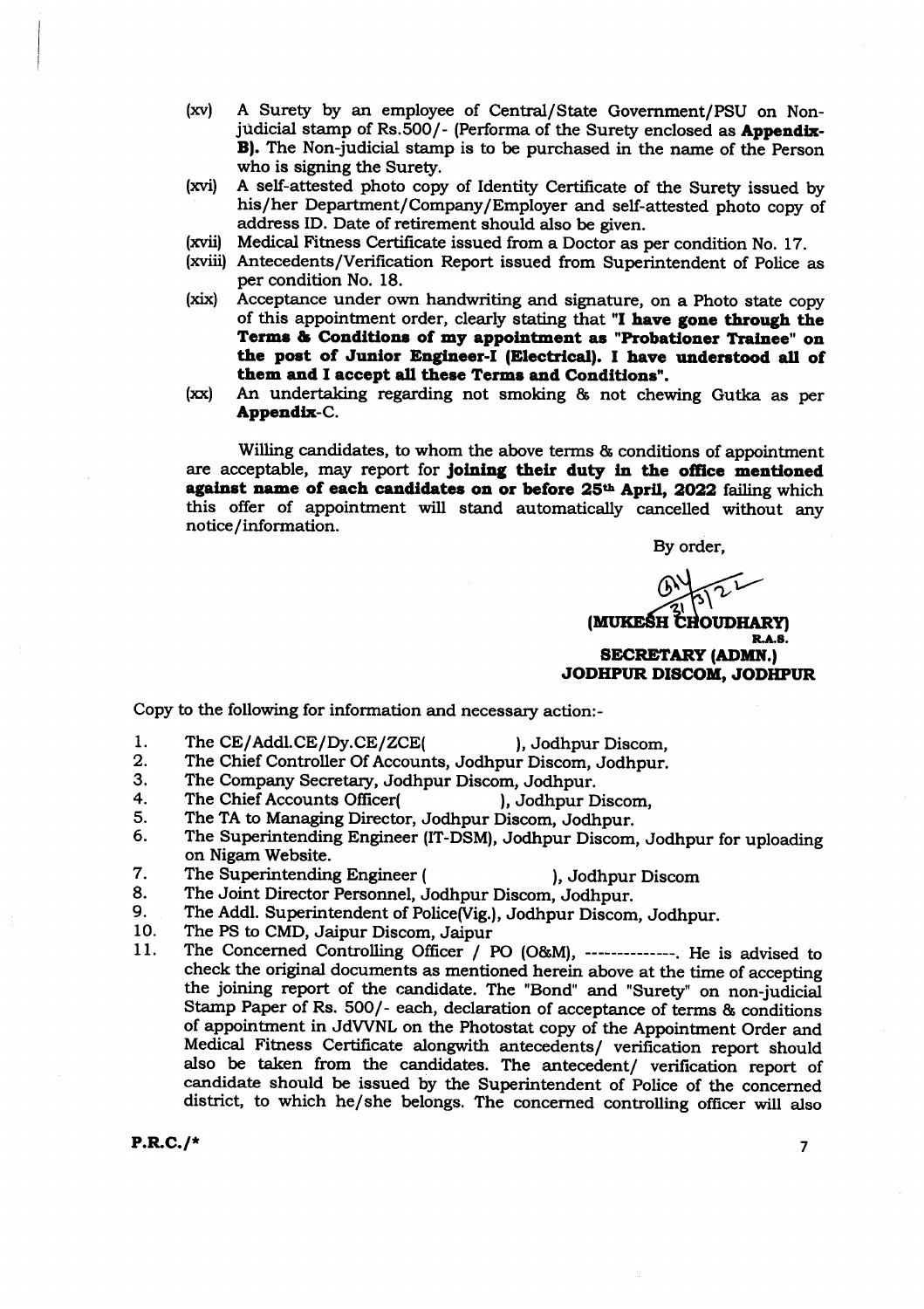(xv) A Surety by an employee of Central/State Government/PSU on Non-judicial stamp of Rs.500/- (Performa of the Surety enclosed as **Appendix-B)**. The Non-judicial stamp is to be purchased in the name of the Person who is signing the Surety.

(xvi) A self-attested photo copy of Identity Certificate of the Surety issued by his/her Department/Company/Employer and self-attested photo copy of address ID. Date of retirement should also be given.

(xvii) Medical Fitness Certificate issued from a Doctor as per condition No. 17.

(xviii) Antecedents/Verification Report issued from Superintendent of Police as per condition No. 18.

(xix) Acceptance under own handwriting and signature, on a Photo state copy of this appointment order, clearly stating that **"I have gone through the Terms & Conditions of my appointment as "Probationer Trainee" on the post of Junior Engineer-I (Electrical). I have understood all of them and I accept all these Terms and Conditions".**

(xx) An undertaking regarding not smoking & not chewing Gutka as per **Appendix**-C.

Willing candidates, to whom the above terms & conditions of appointment are acceptable, may report for **joining their duty in the office mentioned against name of each candidates on or before 25th April, 2022** failing which this offer of appointment will stand automatically cancelled without any notice/information.

By order,

31/3/22

**(MUKESH CHOUDHARY)**
**R.A.S.**
**SECRETARY (ADMN.)**
**JODHPUR DISCOM, JODHPUR**

Copy to the following for information and necessary action:-

1. The CE/Addl.CE/Dy.CE/ZCE( ), Jodhpur Discom,
2. The Chief Controller Of Accounts, Jodhpur Discom, Jodhpur.
3. The Company Secretary, Jodhpur Discom, Jodhpur.
4. The Chief Accounts Officer( ), Jodhpur Discom,
5. The TA to Managing Director, Jodhpur Discom, Jodhpur.
6. The Superintending Engineer (IT-DSM), Jodhpur Discom, Jodhpur for uploading on Nigam Website.
7. The Superintending Engineer ( ), Jodhpur Discom
8. The Joint Director Personnel, Jodhpur Discom, Jodhpur.
9. The Addl. Superintendent of Police(Vig.), Jodhpur Discom, Jodhpur.
10. The PS to CMD, Jaipur Discom, Jaipur
11. The Concerned Controlling Officer / PO (O&M), --------------. He is advised to check the original documents as mentioned herein above at the time of accepting the joining report of the candidate. The "Bond" and "Surety" on non-judicial Stamp Paper of Rs. 500/- each, declaration of acceptance of terms & conditions of appointment in JdVVNL on the Photostat copy of the Appointment Order and Medical Fitness Certificate alongwith antecedents/ verification report should also be taken from the candidates. The antecedent/ verification report of candidate should be issued by the Superintendent of Police of the concerned district, to which he/she belongs. The concerned controlling officer will also

P.R.C./*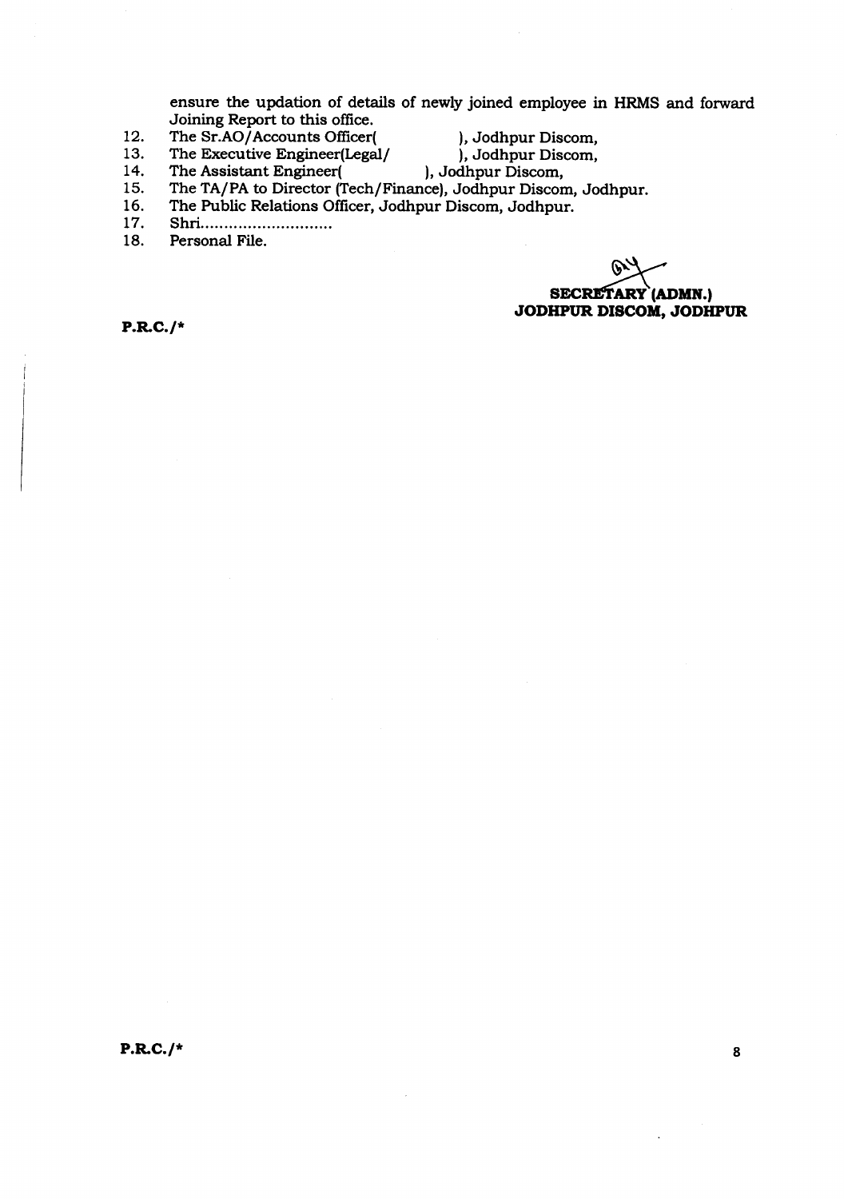ensure the updation of details of newly joined employee in HRMS and forward Joining Report to this office.

12. The Sr.AO/Accounts Officer(                ), Jodhpur Discom,
13. The Executive Engineer(Legal/                ), Jodhpur Discom,
14. The Assistant Engineer(                ), Jodhpur Discom,
15. The TA/PA to Director (Tech/Finance), Jodhpur Discom, Jodhpur.
16. The Public Relations Officer, Jodhpur Discom, Jodhpur.
17. Shri............................
18. Personal File.

**SECRETARY (ADMN.)**
**JODHPUR DISCOM, JODHPUR**

**P.R.C./***

**P.R.C./***